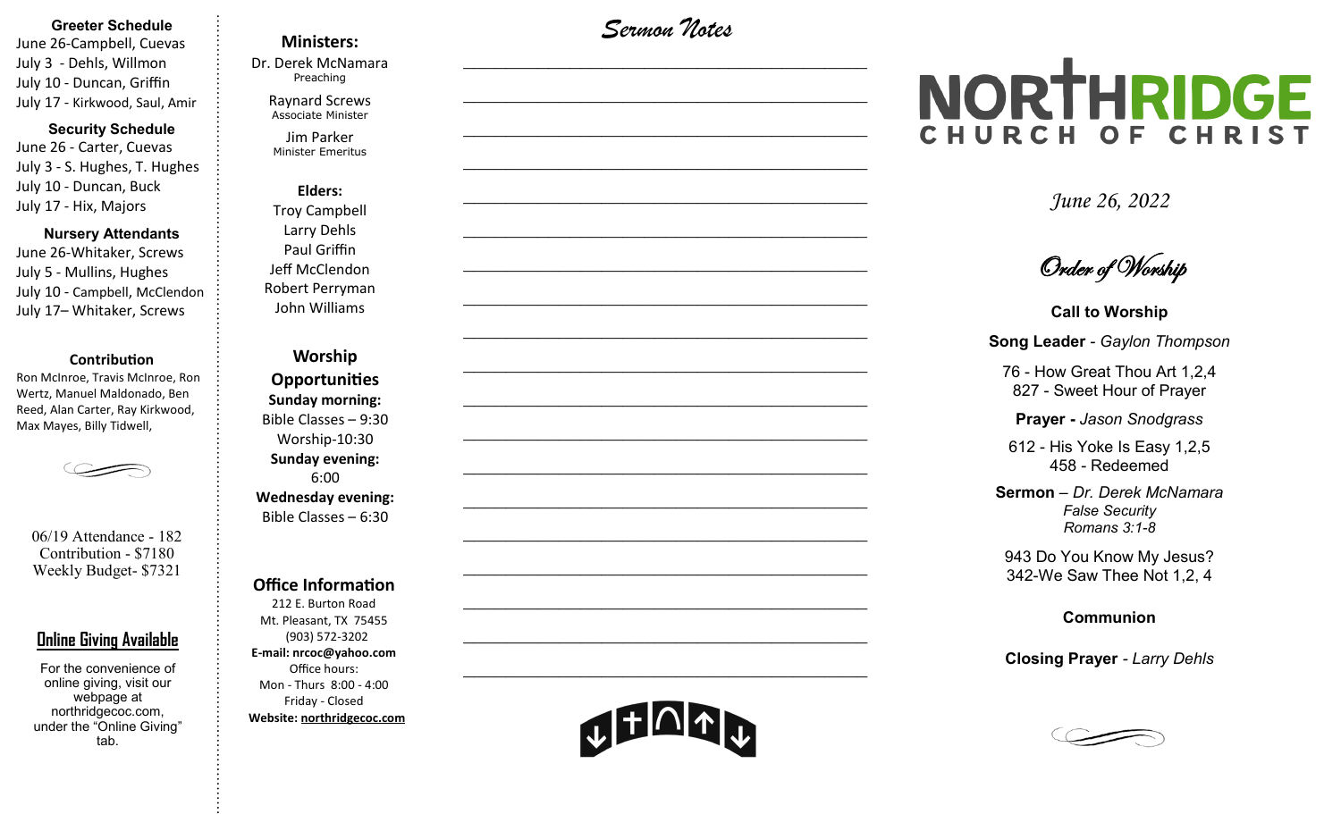## Greeter Schedule

June 26-Campbell, Cuevas
July 3 - Dehls, Willmon
July 10 - Duncan, Griffin
July 17 - Kirkwood, Saul, Amir

## Security Schedule

June 26 - Carter, Cuevas
July 3 - S. Hughes, T. Hughes
July 10 - Duncan, Buck
July 17 - Hix, Majors

## Nursery Attendants

June 26-Whitaker, Screws
July 5 - Mullins, Hughes
July 10 - Campbell, McClendon
July 17– Whitaker, Screws

### Contribution

Ron McInroe, Travis McInroe, Ron Wertz, Manuel Maldonado, Ben Reed, Alan Carter, Ray Kirkwood, Max Mayes, Billy Tidwell,

06/19 Attendance - 182
Contribution - $7180
Weekly Budget- $7321

## Online Giving Available

For the convenience of online giving, visit our webpage at northridgecoc.com, under the "Online Giving" tab.

## Ministers:

Dr. Derek McNamara
Preaching

Raynard Screws
Associate Minister

Jim Parker
Minister Emeritus

### Elders:

Troy Campbell
Larry Dehls
Paul Griffin
Jeff McClendon
Robert Perryman
John Williams

## Worship Opportunities

**Sunday morning:**
Bible Classes – 9:30
Worship-10:30

**Sunday evening:**
6:00

**Wednesday evening:**
Bible Classes – 6:30

## Office Information

212 E. Burton Road
Mt. Pleasant, TX 75455
(903) 572-3202
**E-mail: nrcoc@yahoo.com**
Office hours:
Mon - Thurs 8:00 - 4:00
Friday - Closed
**Website: northridgecoc.com**

## *Sermon Notes*

# NORTHRIDGE CHURCH OF CHRIST

*June 26, 2022*

## *Order of Worship*

**Call to Worship**

**Song Leader** - *Gaylon Thompson*

76 - How Great Thou Art 1,2,4
827 - Sweet Hour of Prayer

**Prayer -** *Jason Snodgrass*

612 - His Yoke Is Easy 1,2,5
458 - Redeemed

**Sermon** – *Dr. Derek McNamara*
*False Security*
*Romans 3:1-8*

943 Do You Know My Jesus?
342-We Saw Thee Not 1,2, 4

**Communion**

**Closing Prayer** - *Larry Dehls*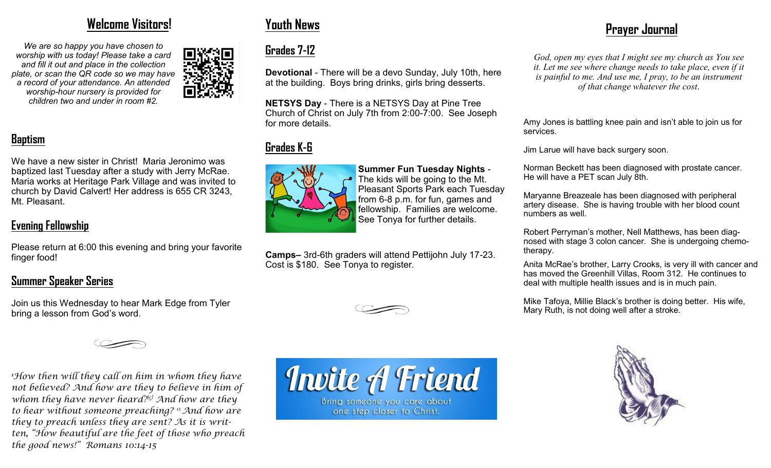## Welcome Visitors!

*We are so happy you have chosen to worship with us today! Please take a card and fill it out and place in the collection plate, or scan the QR code so we may have a record of your attendance. An attended worship-hour nursery is provided for children two and under in room #2.*

## Baptism

We have a new sister in Christ! Maria Jeronimo was baptized last Tuesday after a study with Jerry McRae. Maria works at Heritage Park Village and was invited to church by David Calvert! Her address is 655 CR 3243, Mt. Pleasant.

## Evening Fellowship

Please return at 6:00 this evening and bring your favorite finger food!

## Summer Speaker Series

Join us this Wednesday to hear Mark Edge from Tyler bring a lesson from God's word.

*[1]How then will they call on him in whom they have not believed? And how are they to believe in him of whom they have never heard?[c] And how are they to hear without someone preaching? [15] And how are they to preach unless they are sent? As it is written, "How beautiful are the feet of those who preach the good news!" Romans 10:14-15*

## Youth News

### Grades 7-12

**Devotional** - There will be a devo Sunday, July 10th, here at the building. Boys bring drinks, girls bring desserts.

**NETSYS Day** - There is a NETSYS Day at Pine Tree Church of Christ on July 7th from 2:00-7:00. See Joseph for more details.

### Grades K-6

**Summer Fun Tuesday Nights** - The kids will be going to the Mt. Pleasant Sports Park each Tuesday from 6-8 p.m. for fun, games and fellowship. Families are welcome. See Tonya for further details.

**Camps–** 3rd-6th graders will attend Pettijohn July 17-23. Cost is $180. See Tonya to register.

Invite A Friend

Bring someone you care about one step closer to Christ.

## Prayer Journal

*God, open my eyes that I might see my church as You see it. Let me see where change needs to take place, even if it is painful to me. And use me, I pray, to be an instrument of that change whatever the cost.*

Amy Jones is battling knee pain and isn't able to join us for services.

Jim Larue will have back surgery soon.

Norman Beckett has been diagnosed with prostate cancer. He will have a PET scan July 8th.

Maryanne Breazeale has been diagnosed with peripheral artery disease. She is having trouble with her blood count numbers as well.

Robert Perryman's mother, Nell Matthews, has been diagnosed with stage 3 colon cancer. She is undergoing chemotherapy.

Anita McRae's brother, Larry Crooks, is very ill with cancer and has moved the Greenhill Villas, Room 312. He continues to deal with multiple health issues and is in much pain.

Mike Tafoya, Millie Black's brother is doing better. His wife, Mary Ruth, is not doing well after a stroke.